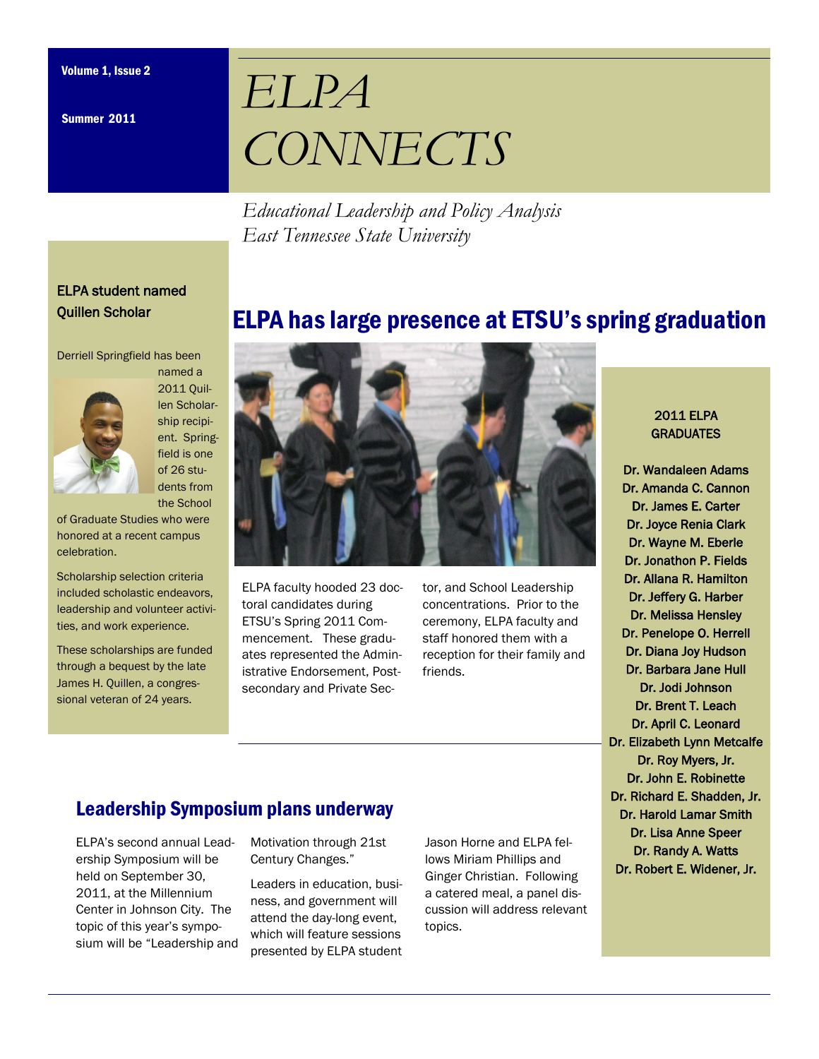Volume 1, Issue 2

Summer 2011

# ELPA CONNECTS

*Educational Leadership and Policy Analysis*
*East Tennessee State University*

## ELPA student named Quillen Scholar

Derriell Springfield has been named a 2011 Quillen Scholarship recipient. Springfield is one of 26 students from the School of Graduate Studies who were honored at a recent campus celebration.

Scholarship selection criteria included scholastic endeavors, leadership and volunteer activities, and work experience.

These scholarships are funded through a bequest by the late James H. Quillen, a congressional veteran of 24 years.

## ELPA has large presence at ETSU's spring graduation

ELPA faculty hooded 23 doctoral candidates during ETSU's Spring 2011 Commencement. These graduates represented the Administrative Endorsement, Postsecondary and Private Sector, and School Leadership concentrations. Prior to the ceremony, ELPA faculty and staff honored them with a reception for their family and friends.

### 2011 ELPA GRADUATES

Dr. Wandaleen Adams
Dr. Amanda C. Cannon
Dr. James E. Carter
Dr. Joyce Renia Clark
Dr. Wayne M. Eberle
Dr. Jonathon P. Fields
Dr. Allana R. Hamilton
Dr. Jeffery G. Harber
Dr. Melissa Hensley
Dr. Penelope O. Herrell
Dr. Diana Joy Hudson
Dr. Barbara Jane Hull
Dr. Jodi Johnson
Dr. Brent T. Leach
Dr. April C. Leonard
Dr. Elizabeth Lynn Metcalfe
Dr. Roy Myers, Jr.
Dr. John E. Robinette
Dr. Richard E. Shadden, Jr.
Dr. Harold Lamar Smith
Dr. Lisa Anne Speer
Dr. Randy A. Watts
Dr. Robert E. Widener, Jr.

## Leadership Symposium plans underway

ELPA's second annual Leadership Symposium will be held on September 30, 2011, at the Millennium Center in Johnson City. The topic of this year's symposium will be "Leadership and Motivation through 21st Century Changes."

Leaders in education, business, and government will attend the day-long event, which will feature sessions presented by ELPA student Jason Horne and ELPA fellows Miriam Phillips and Ginger Christian. Following a catered meal, a panel discussion will address relevant topics.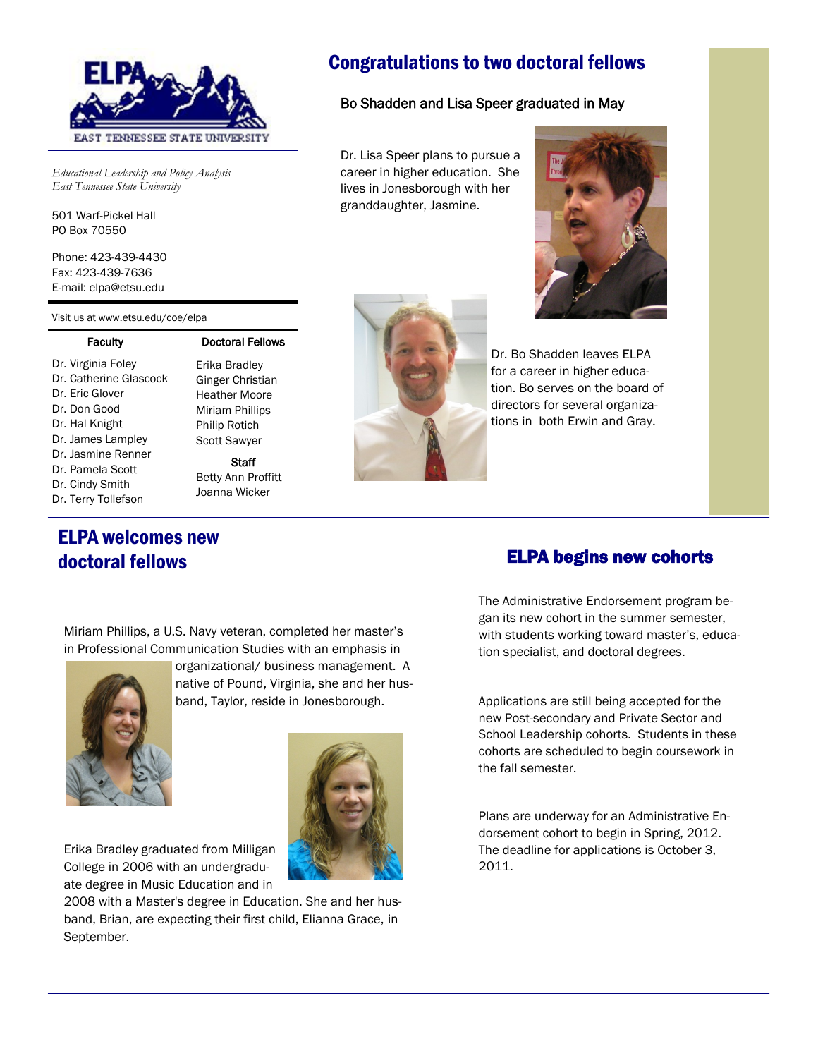ELPA

EAST TENNESSEE STATE UNIVERSITY

*Educational Leadership and Policy Analysis*
*East Tennessee State University*

501 Warf-Pickel Hall
PO Box 70550

Phone: 423-439-4430
Fax: 423-439-7636
E-mail: elpa@etsu.edu

Visit us at www.etsu.edu/coe/elpa

**Faculty**

Dr. Virginia Foley
Dr. Catherine Glascock
Dr. Eric Glover
Dr. Don Good
Dr. Hal Knight
Dr. James Lampley
Dr. Jasmine Renner
Dr. Pamela Scott
Dr. Cindy Smith
Dr. Terry Tollefson

**Doctoral Fellows**

Erika Bradley
Ginger Christian
Heather Moore
Miriam Phillips
Philip Rotich
Scott Sawyer

**Staff**

Betty Ann Proffitt
Joanna Wicker

## Congratulations to two doctoral fellows

### Bo Shadden and Lisa Speer graduated in May

Dr. Lisa Speer plans to pursue a career in higher education. She lives in Jonesborough with her granddaughter, Jasmine.

Dr. Bo Shadden leaves ELPA for a career in higher education. Bo serves on the board of directors for several organizations in both Erwin and Gray.

## ELPA welcomes new doctoral fellows

Miriam Phillips, a U.S. Navy veteran, completed her master's in Professional Communication Studies with an emphasis in organizational/ business management. A native of Pound, Virginia, she and her husband, Taylor, reside in Jonesborough.

Erika Bradley graduated from Milligan College in 2006 with an undergraduate degree in Music Education and in 2008 with a Master's degree in Education. She and her husband, Brian, are expecting their first child, Elianna Grace, in September.

## ELPA begins new cohorts

The Administrative Endorsement program began its new cohort in the summer semester, with students working toward master's, education specialist, and doctoral degrees.

Applications are still being accepted for the new Post-secondary and Private Sector and School Leadership cohorts. Students in these cohorts are scheduled to begin coursework in the fall semester.

Plans are underway for an Administrative Endorsement cohort to begin in Spring, 2012. The deadline for applications is October 3, 2011.